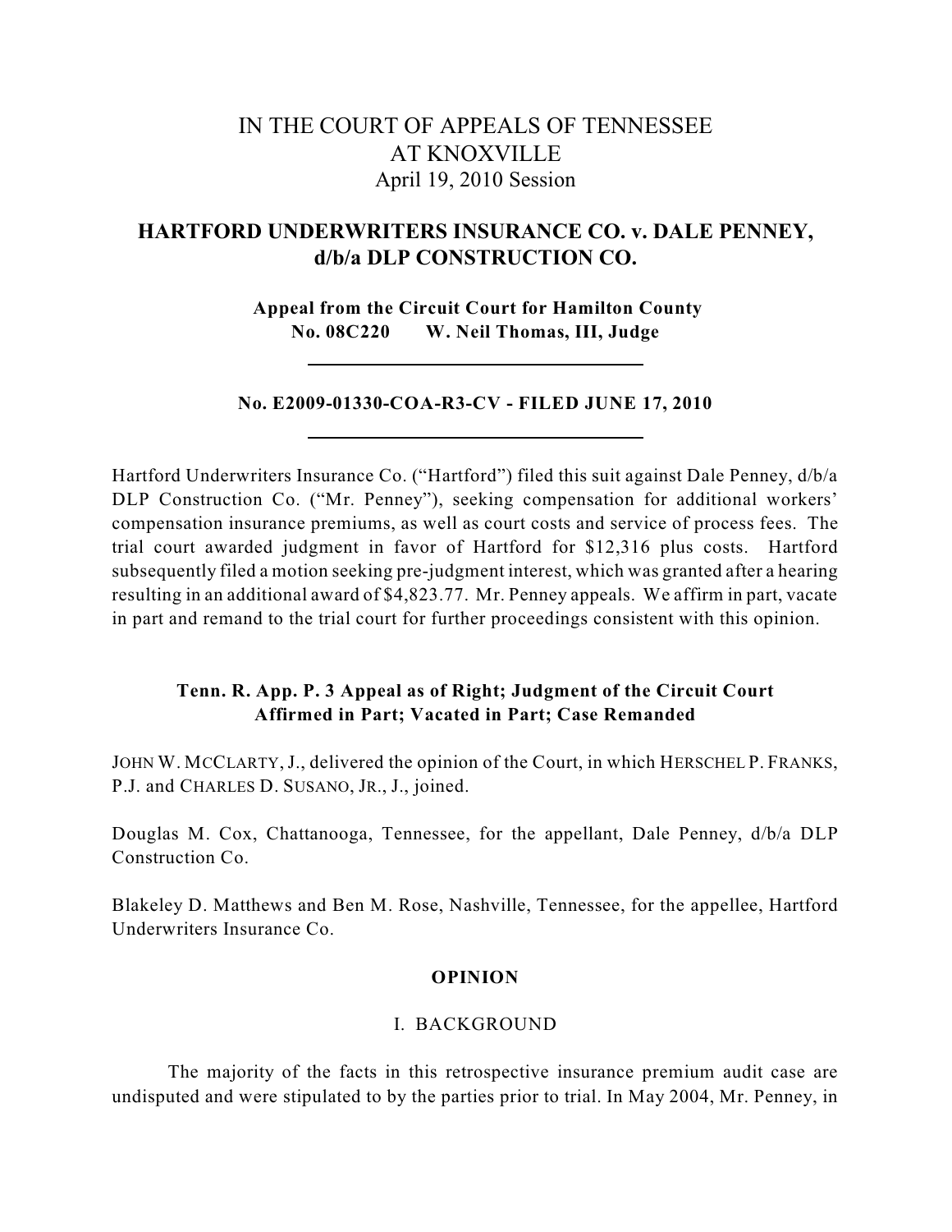# IN THE COURT OF APPEALS OF TENNESSEE AT KNOXVILLE

April 19, 2010 Session

## HARTFORD UNDERWRITERS INSURANCE CO. v. DALE PENNEY, d/b/a DLP CONSTRUCTION CO.

**Appeal from the Circuit Court for Hamilton County**
**No. 08C220 W. Neil Thomas, III, Judge**

---

**No. E2009-01330-COA-R3-CV - FILED JUNE 17, 2010**

---

Hartford Underwriters Insurance Co. ("Hartford") filed this suit against Dale Penney, d/b/a DLP Construction Co. ("Mr. Penney"), seeking compensation for additional workers' compensation insurance premiums, as well as court costs and service of process fees. The trial court awarded judgment in favor of Hartford for $12,316 plus costs. Hartford subsequently filed a motion seeking pre-judgment interest, which was granted after a hearing resulting in an additional award of $4,823.77. Mr. Penney appeals. We affirm in part, vacate in part and remand to the trial court for further proceedings consistent with this opinion.

**Tenn. R. App. P. 3 Appeal as of Right; Judgment of the Circuit Court Affirmed in Part; Vacated in Part; Case Remanded**

JOHN W. MCCLARTY, J., delivered the opinion of the Court, in which HERSCHEL P. FRANKS, P.J. and CHARLES D. SUSANO, JR., J., joined.

Douglas M. Cox, Chattanooga, Tennessee, for the appellant, Dale Penney, d/b/a DLP Construction Co.

Blakeley D. Matthews and Ben M. Rose, Nashville, Tennessee, for the appellee, Hartford Underwriters Insurance Co.

## OPINION

### I. BACKGROUND

The majority of the facts in this retrospective insurance premium audit case are undisputed and were stipulated to by the parties prior to trial. In May 2004, Mr. Penney, in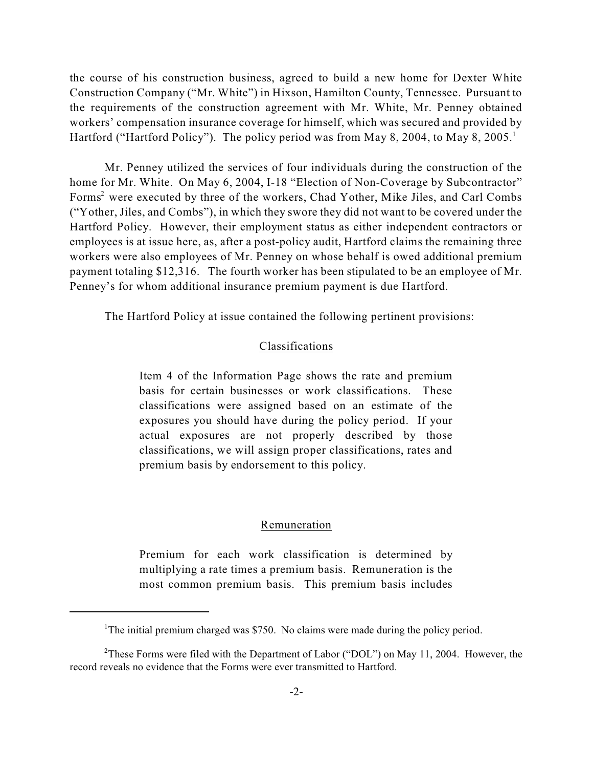the course of his construction business, agreed to build a new home for Dexter White Construction Company ("Mr. White") in Hixson, Hamilton County, Tennessee. Pursuant to the requirements of the construction agreement with Mr. White, Mr. Penney obtained workers' compensation insurance coverage for himself, which was secured and provided by Hartford ("Hartford Policy"). The policy period was from May 8, 2004, to May 8, 2005.[1]

Mr. Penney utilized the services of four individuals during the construction of the home for Mr. White. On May 6, 2004, I-18 "Election of Non-Coverage by Subcontractor" Forms[2] were executed by three of the workers, Chad Yother, Mike Jiles, and Carl Combs ("Yother, Jiles, and Combs"), in which they swore they did not want to be covered under the Hartford Policy. However, their employment status as either independent contractors or employees is at issue here, as, after a post-policy audit, Hartford claims the remaining three workers were also employees of Mr. Penney on whose behalf is owed additional premium payment totaling $12,316. The fourth worker has been stipulated to be an employee of Mr. Penney's for whom additional insurance premium payment is due Hartford.

The Hartford Policy at issue contained the following pertinent provisions:

Classifications

> Item 4 of the Information Page shows the rate and premium basis for certain businesses or work classifications. These classifications were assigned based on an estimate of the exposures you should have during the policy period. If your actual exposures are not properly described by those classifications, we will assign proper classifications, rates and premium basis by endorsement to this policy.

Remuneration

> Premium for each work classification is determined by multiplying a rate times a premium basis. Remuneration is the most common premium basis. This premium basis includes

[1] The initial premium charged was $750. No claims were made during the policy period.

[2] These Forms were filed with the Department of Labor ("DOL") on May 11, 2004. However, the record reveals no evidence that the Forms were ever transmitted to Hartford.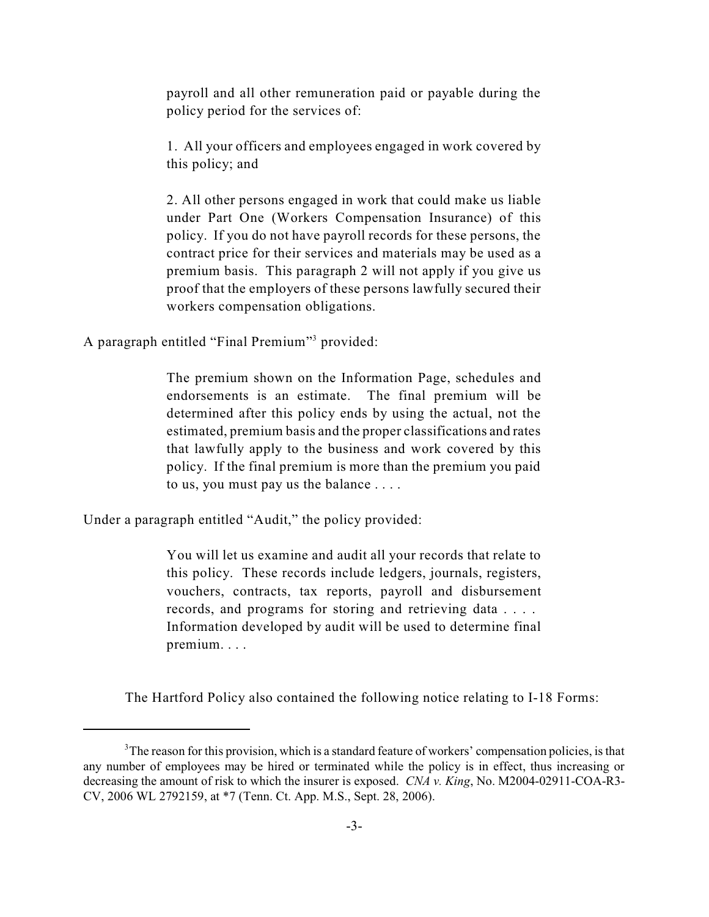> payroll and all other remuneration paid or payable during the policy period for the services of:
>
> 1. All your officers and employees engaged in work covered by this policy; and
>
> 2. All other persons engaged in work that could make us liable under Part One (Workers Compensation Insurance) of this policy. If you do not have payroll records for these persons, the contract price for their services and materials may be used as a premium basis. This paragraph 2 will not apply if you give us proof that the employers of these persons lawfully secured their workers compensation obligations.

A paragraph entitled "Final Premium"[3] provided:

> The premium shown on the Information Page, schedules and endorsements is an estimate. The final premium will be determined after this policy ends by using the actual, not the estimated, premium basis and the proper classifications and rates that lawfully apply to the business and work covered by this policy. If the final premium is more than the premium you paid to us, you must pay us the balance . . . .

Under a paragraph entitled "Audit," the policy provided:

> You will let us examine and audit all your records that relate to this policy. These records include ledgers, journals, registers, vouchers, contracts, tax reports, payroll and disbursement records, and programs for storing and retrieving data . . . . Information developed by audit will be used to determine final premium. . . .

The Hartford Policy also contained the following notice relating to I-18 Forms:

---

[3] The reason for this provision, which is a standard feature of workers' compensation policies, is that any number of employees may be hired or terminated while the policy is in effect, thus increasing or decreasing the amount of risk to which the insurer is exposed. *CNA v. King*, No. M2004-02911-COA-R3-CV, 2006 WL 2792159, at *7 (Tenn. Ct. App. M.S., Sept. 28, 2006).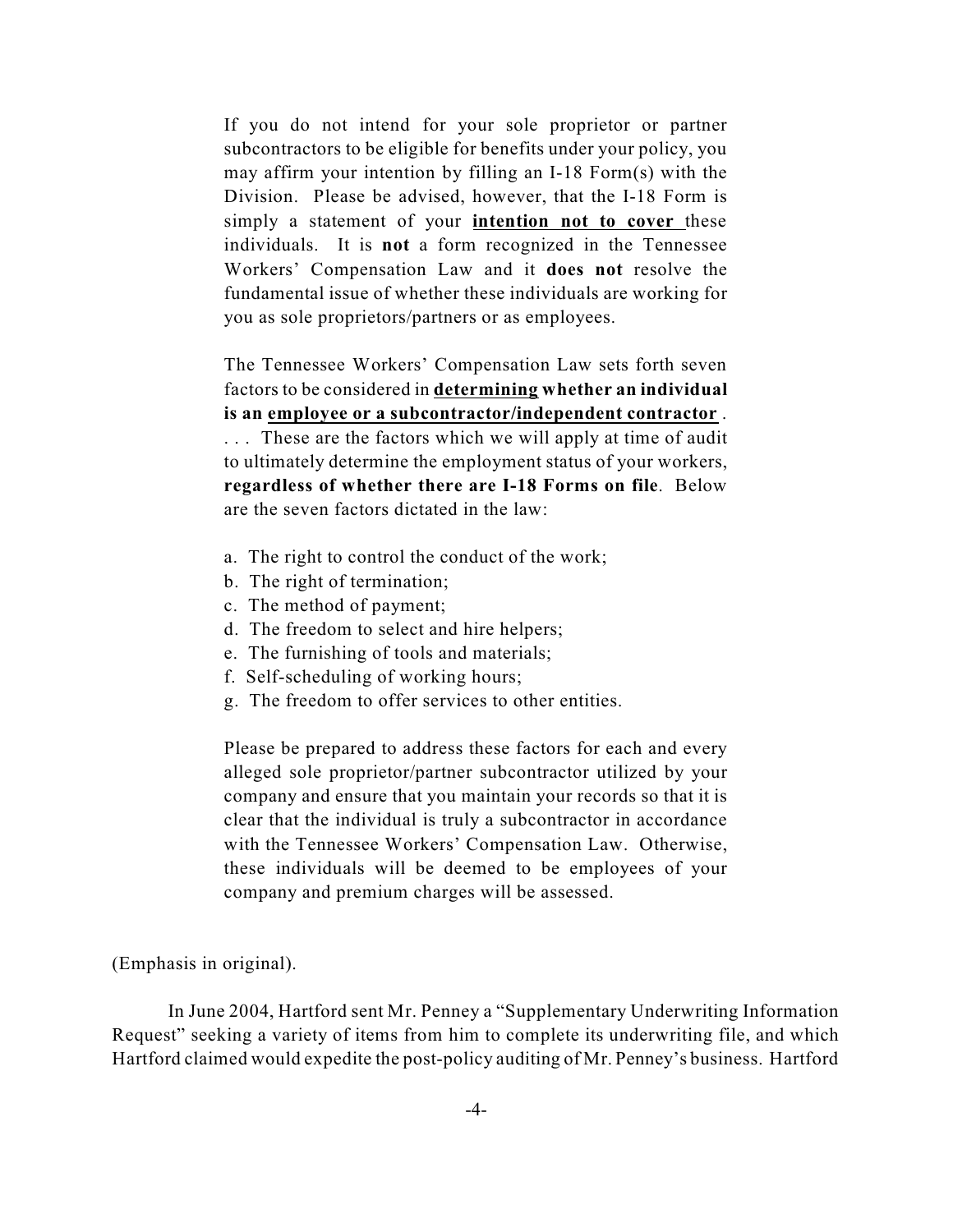> If you do not intend for your sole proprietor or partner subcontractors to be eligible for benefits under your policy, you may affirm your intention by filling an I-18 Form(s) with the Division. Please be advised, however, that the I-18 Form is simply a statement of your **<u>intention not to cover</u>** these individuals. It is **not** a form recognized in the Tennessee Workers' Compensation Law and it **does not** resolve the fundamental issue of whether these individuals are working for you as sole proprietors/partners or as employees.
>
> The Tennessee Workers' Compensation Law sets forth seven factors to be considered in **<u>determining</u> whether an individual is an <u>employee or a subcontractor/independent contractor</u>** . . . . These are the factors which we will apply at time of audit to ultimately determine the employment status of your workers, **regardless of whether there are I-18 Forms on file**. Below are the seven factors dictated in the law:
>
> a. The right to control the conduct of the work;
> b. The right of termination;
> c. The method of payment;
> d. The freedom to select and hire helpers;
> e. The furnishing of tools and materials;
> f. Self-scheduling of working hours;
> g. The freedom to offer services to other entities.
>
> Please be prepared to address these factors for each and every alleged sole proprietor/partner subcontractor utilized by your company and ensure that you maintain your records so that it is clear that the individual is truly a subcontractor in accordance with the Tennessee Workers' Compensation Law. Otherwise, these individuals will be deemed to be employees of your company and premium charges will be assessed.

(Emphasis in original).

In June 2004, Hartford sent Mr. Penney a "Supplementary Underwriting Information Request" seeking a variety of items from him to complete its underwriting file, and which Hartford claimed would expedite the post-policy auditing of Mr. Penney's business. Hartford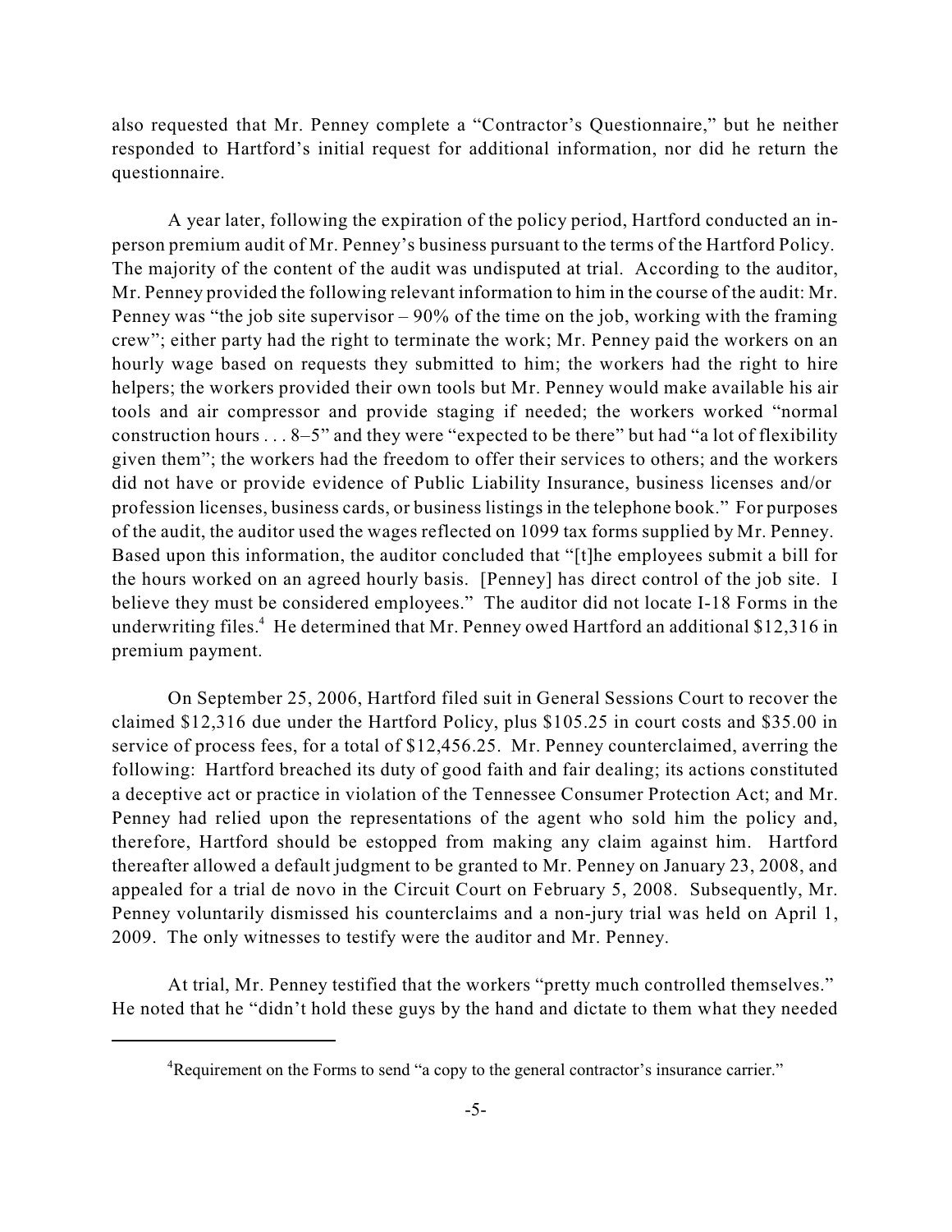also requested that Mr. Penney complete a "Contractor's Questionnaire," but he neither responded to Hartford's initial request for additional information, nor did he return the questionnaire.

A year later, following the expiration of the policy period, Hartford conducted an in-person premium audit of Mr. Penney's business pursuant to the terms of the Hartford Policy. The majority of the content of the audit was undisputed at trial. According to the auditor, Mr. Penney provided the following relevant information to him in the course of the audit: Mr. Penney was "the job site supervisor – 90% of the time on the job, working with the framing crew"; either party had the right to terminate the work; Mr. Penney paid the workers on an hourly wage based on requests they submitted to him; the workers had the right to hire helpers; the workers provided their own tools but Mr. Penney would make available his air tools and air compressor and provide staging if needed; the workers worked "normal construction hours . . . 8–5" and they were "expected to be there" but had "a lot of flexibility given them"; the workers had the freedom to offer their services to others; and the workers did not have or provide evidence of Public Liability Insurance, business licenses and/or profession licenses, business cards, or business listings in the telephone book." For purposes of the audit, the auditor used the wages reflected on 1099 tax forms supplied by Mr. Penney. Based upon this information, the auditor concluded that "[t]he employees submit a bill for the hours worked on an agreed hourly basis. [Penney] has direct control of the job site. I believe they must be considered employees." The auditor did not locate I-18 Forms in the underwriting files.[4] He determined that Mr. Penney owed Hartford an additional $12,316 in premium payment.

On September 25, 2006, Hartford filed suit in General Sessions Court to recover the claimed $12,316 due under the Hartford Policy, plus $105.25 in court costs and $35.00 in service of process fees, for a total of $12,456.25. Mr. Penney counterclaimed, averring the following: Hartford breached its duty of good faith and fair dealing; its actions constituted a deceptive act or practice in violation of the Tennessee Consumer Protection Act; and Mr. Penney had relied upon the representations of the agent who sold him the policy and, therefore, Hartford should be estopped from making any claim against him. Hartford thereafter allowed a default judgment to be granted to Mr. Penney on January 23, 2008, and appealed for a trial de novo in the Circuit Court on February 5, 2008. Subsequently, Mr. Penney voluntarily dismissed his counterclaims and a non-jury trial was held on April 1, 2009. The only witnesses to testify were the auditor and Mr. Penney.

At trial, Mr. Penney testified that the workers "pretty much controlled themselves." He noted that he "didn't hold these guys by the hand and dictate to them what they needed

---

[4] Requirement on the Forms to send "a copy to the general contractor's insurance carrier."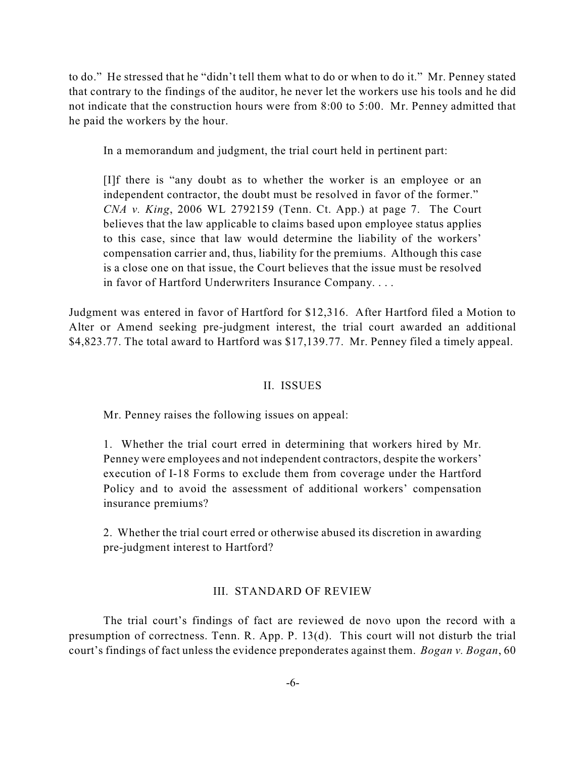to do." He stressed that he "didn't tell them what to do or when to do it." Mr. Penney stated that contrary to the findings of the auditor, he never let the workers use his tools and he did not indicate that the construction hours were from 8:00 to 5:00. Mr. Penney admitted that he paid the workers by the hour.

In a memorandum and judgment, the trial court held in pertinent part:

> [I]f there is "any doubt as to whether the worker is an employee or an independent contractor, the doubt must be resolved in favor of the former." *CNA v. King*, 2006 WL 2792159 (Tenn. Ct. App.) at page 7. The Court believes that the law applicable to claims based upon employee status applies to this case, since that law would determine the liability of the workers' compensation carrier and, thus, liability for the premiums. Although this case is a close one on that issue, the Court believes that the issue must be resolved in favor of Hartford Underwriters Insurance Company. . . .

Judgment was entered in favor of Hartford for $12,316. After Hartford filed a Motion to Alter or Amend seeking pre-judgment interest, the trial court awarded an additional $4,823.77. The total award to Hartford was $17,139.77. Mr. Penney filed a timely appeal.

## II. ISSUES

Mr. Penney raises the following issues on appeal:

> 1. Whether the trial court erred in determining that workers hired by Mr. Penney were employees and not independent contractors, despite the workers' execution of I-18 Forms to exclude them from coverage under the Hartford Policy and to avoid the assessment of additional workers' compensation insurance premiums?
>
> 2. Whether the trial court erred or otherwise abused its discretion in awarding pre-judgment interest to Hartford?

## III. STANDARD OF REVIEW

The trial court's findings of fact are reviewed de novo upon the record with a presumption of correctness. Tenn. R. App. P. 13(d). This court will not disturb the trial court's findings of fact unless the evidence preponderates against them. *Bogan v. Bogan*, 60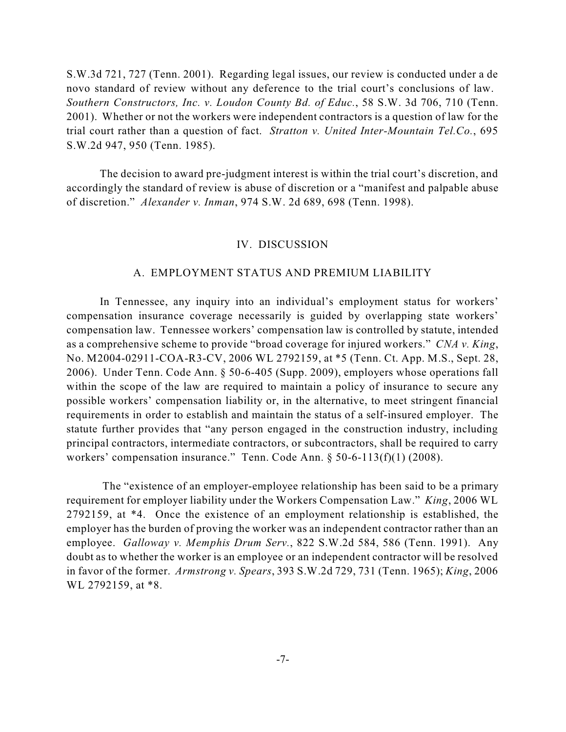S.W.3d 721, 727 (Tenn. 2001). Regarding legal issues, our review is conducted under a de novo standard of review without any deference to the trial court's conclusions of law. *Southern Constructors, Inc. v. Loudon County Bd. of Educ.*, 58 S.W. 3d 706, 710 (Tenn. 2001). Whether or not the workers were independent contractors is a question of law for the trial court rather than a question of fact. *Stratton v. United Inter-Mountain Tel.Co.*, 695 S.W.2d 947, 950 (Tenn. 1985).

The decision to award pre-judgment interest is within the trial court's discretion, and accordingly the standard of review is abuse of discretion or a "manifest and palpable abuse of discretion." *Alexander v. Inman*, 974 S.W. 2d 689, 698 (Tenn. 1998).

## IV. DISCUSSION

### A. EMPLOYMENT STATUS AND PREMIUM LIABILITY

In Tennessee, any inquiry into an individual's employment status for workers' compensation insurance coverage necessarily is guided by overlapping state workers' compensation law. Tennessee workers' compensation law is controlled by statute, intended as a comprehensive scheme to provide "broad coverage for injured workers." *CNA v. King*, No. M2004-02911-COA-R3-CV, 2006 WL 2792159, at *5 (Tenn. Ct. App. M.S., Sept. 28, 2006). Under Tenn. Code Ann. § 50-6-405 (Supp. 2009), employers whose operations fall within the scope of the law are required to maintain a policy of insurance to secure any possible workers' compensation liability or, in the alternative, to meet stringent financial requirements in order to establish and maintain the status of a self-insured employer. The statute further provides that "any person engaged in the construction industry, including principal contractors, intermediate contractors, or subcontractors, shall be required to carry workers' compensation insurance." Tenn. Code Ann. § 50-6-113(f)(1) (2008).

The "existence of an employer-employee relationship has been said to be a primary requirement for employer liability under the Workers Compensation Law." *King*, 2006 WL 2792159, at *4. Once the existence of an employment relationship is established, the employer has the burden of proving the worker was an independent contractor rather than an employee. *Galloway v. Memphis Drum Serv.*, 822 S.W.2d 584, 586 (Tenn. 1991). Any doubt as to whether the worker is an employee or an independent contractor will be resolved in favor of the former. *Armstrong v. Spears*, 393 S.W.2d 729, 731 (Tenn. 1965); *King*, 2006 WL 2792159, at *8.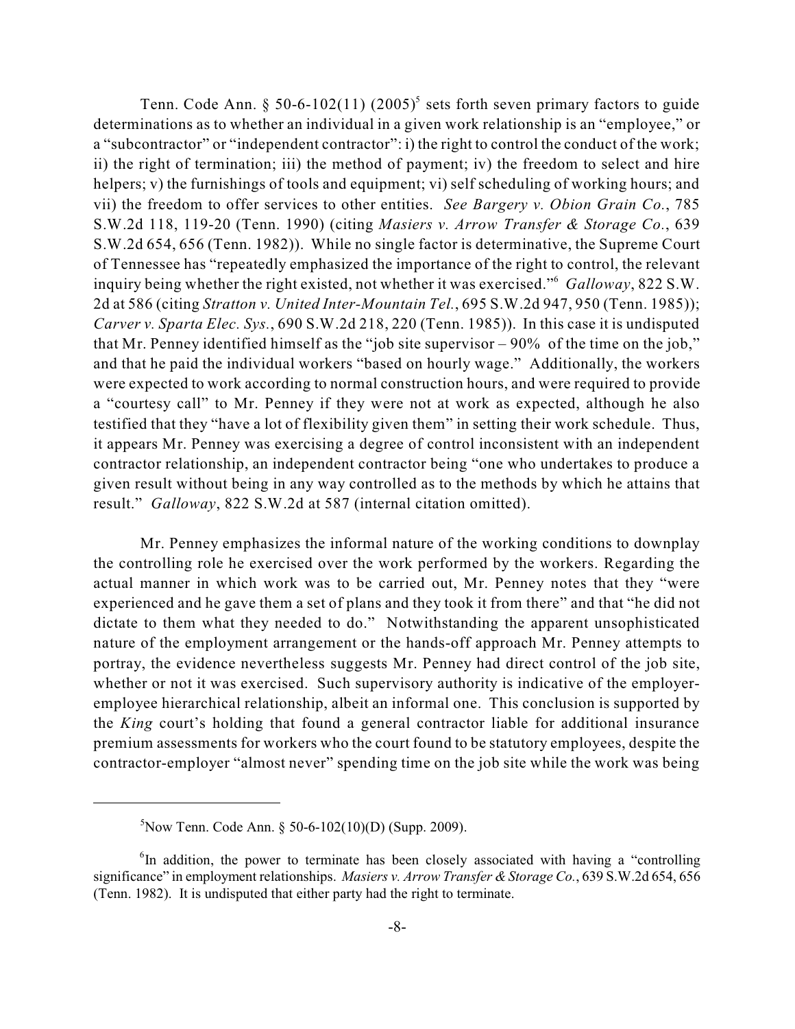Tenn. Code Ann. § 50-6-102(11) (2005)[5] sets forth seven primary factors to guide determinations as to whether an individual in a given work relationship is an "employee," or a "subcontractor" or "independent contractor": i) the right to control the conduct of the work; ii) the right of termination; iii) the method of payment; iv) the freedom to select and hire helpers; v) the furnishings of tools and equipment; vi) self scheduling of working hours; and vii) the freedom to offer services to other entities. *See Bargery v. Obion Grain Co.*, 785 S.W.2d 118, 119-20 (Tenn. 1990) (citing *Masiers v. Arrow Transfer & Storage Co.*, 639 S.W.2d 654, 656 (Tenn. 1982)). While no single factor is determinative, the Supreme Court of Tennessee has "repeatedly emphasized the importance of the right to control, the relevant inquiry being whether the right existed, not whether it was exercised."[6] *Galloway*, 822 S.W. 2d at 586 (citing *Stratton v. United Inter-Mountain Tel.*, 695 S.W.2d 947, 950 (Tenn. 1985)); *Carver v. Sparta Elec. Sys.*, 690 S.W.2d 218, 220 (Tenn. 1985)). In this case it is undisputed that Mr. Penney identified himself as the "job site supervisor – 90% of the time on the job," and that he paid the individual workers "based on hourly wage." Additionally, the workers were expected to work according to normal construction hours, and were required to provide a "courtesy call" to Mr. Penney if they were not at work as expected, although he also testified that they "have a lot of flexibility given them" in setting their work schedule. Thus, it appears Mr. Penney was exercising a degree of control inconsistent with an independent contractor relationship, an independent contractor being "one who undertakes to produce a given result without being in any way controlled as to the methods by which he attains that result." *Galloway*, 822 S.W.2d at 587 (internal citation omitted).

Mr. Penney emphasizes the informal nature of the working conditions to downplay the controlling role he exercised over the work performed by the workers. Regarding the actual manner in which work was to be carried out, Mr. Penney notes that they "were experienced and he gave them a set of plans and they took it from there" and that "he did not dictate to them what they needed to do." Notwithstanding the apparent unsophisticated nature of the employment arrangement or the hands-off approach Mr. Penney attempts to portray, the evidence nevertheless suggests Mr. Penney had direct control of the job site, whether or not it was exercised. Such supervisory authority is indicative of the employer-employee hierarchical relationship, albeit an informal one. This conclusion is supported by the *King* court's holding that found a general contractor liable for additional insurance premium assessments for workers who the court found to be statutory employees, despite the contractor-employer "almost never" spending time on the job site while the work was being

---

[5] Now Tenn. Code Ann. § 50-6-102(10)(D) (Supp. 2009).

[6] In addition, the power to terminate has been closely associated with having a "controlling significance" in employment relationships. *Masiers v. Arrow Transfer & Storage Co.*, 639 S.W.2d 654, 656 (Tenn. 1982). It is undisputed that either party had the right to terminate.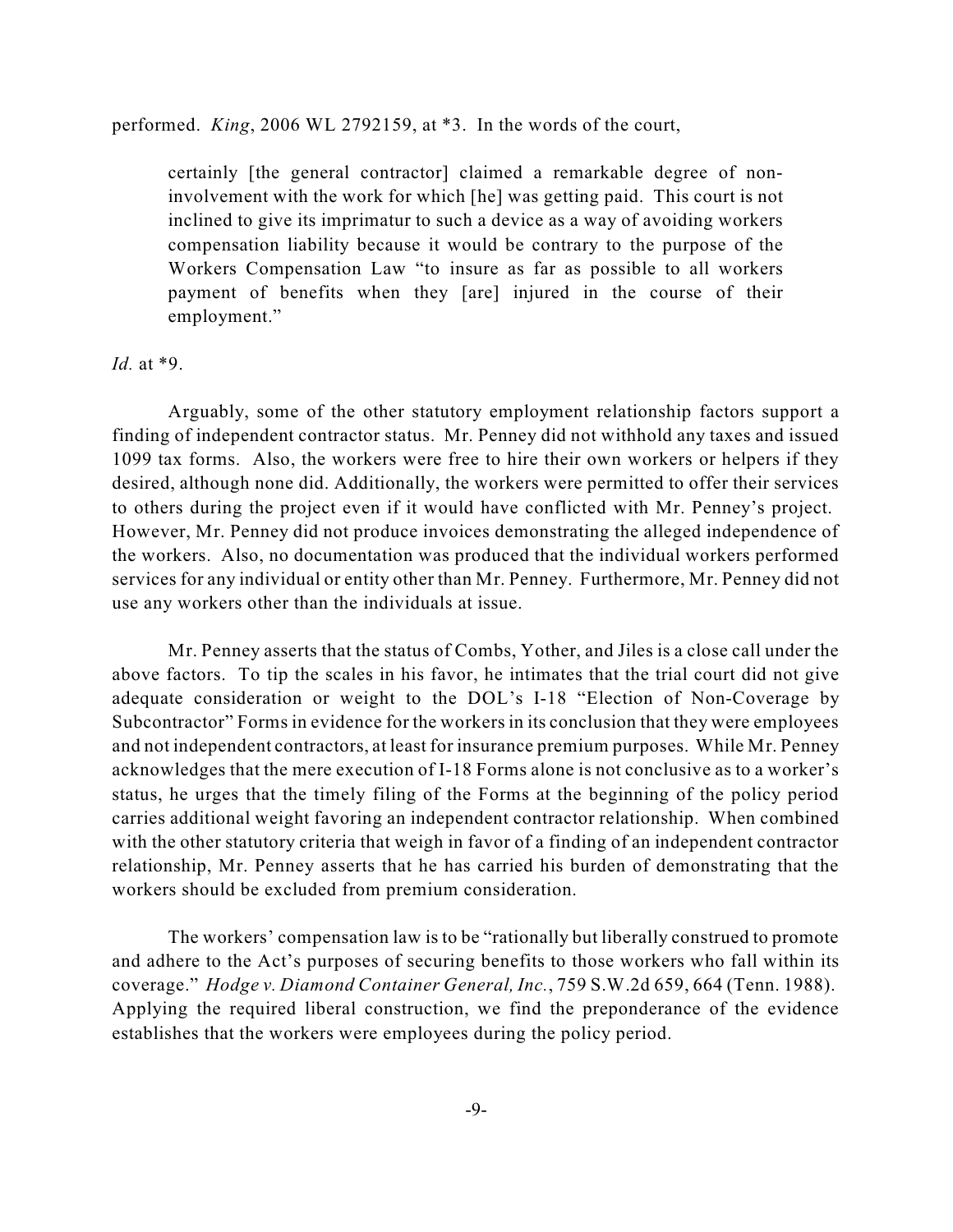performed. *King*, 2006 WL 2792159, at *3. In the words of the court,

> certainly [the general contractor] claimed a remarkable degree of non-involvement with the work for which [he] was getting paid. This court is not inclined to give its imprimatur to such a device as a way of avoiding workers compensation liability because it would be contrary to the purpose of the Workers Compensation Law "to insure as far as possible to all workers payment of benefits when they [are] injured in the course of their employment."

*Id.* at *9.

Arguably, some of the other statutory employment relationship factors support a finding of independent contractor status. Mr. Penney did not withhold any taxes and issued 1099 tax forms. Also, the workers were free to hire their own workers or helpers if they desired, although none did. Additionally, the workers were permitted to offer their services to others during the project even if it would have conflicted with Mr. Penney's project. However, Mr. Penney did not produce invoices demonstrating the alleged independence of the workers. Also, no documentation was produced that the individual workers performed services for any individual or entity other than Mr. Penney. Furthermore, Mr. Penney did not use any workers other than the individuals at issue.

Mr. Penney asserts that the status of Combs, Yother, and Jiles is a close call under the above factors. To tip the scales in his favor, he intimates that the trial court did not give adequate consideration or weight to the DOL's I-18 "Election of Non-Coverage by Subcontractor" Forms in evidence for the workers in its conclusion that they were employees and not independent contractors, at least for insurance premium purposes. While Mr. Penney acknowledges that the mere execution of I-18 Forms alone is not conclusive as to a worker's status, he urges that the timely filing of the Forms at the beginning of the policy period carries additional weight favoring an independent contractor relationship. When combined with the other statutory criteria that weigh in favor of a finding of an independent contractor relationship, Mr. Penney asserts that he has carried his burden of demonstrating that the workers should be excluded from premium consideration.

The workers' compensation law is to be "rationally but liberally construed to promote and adhere to the Act's purposes of securing benefits to those workers who fall within its coverage." *Hodge v. Diamond Container General, Inc.*, 759 S.W.2d 659, 664 (Tenn. 1988). Applying the required liberal construction, we find the preponderance of the evidence establishes that the workers were employees during the policy period.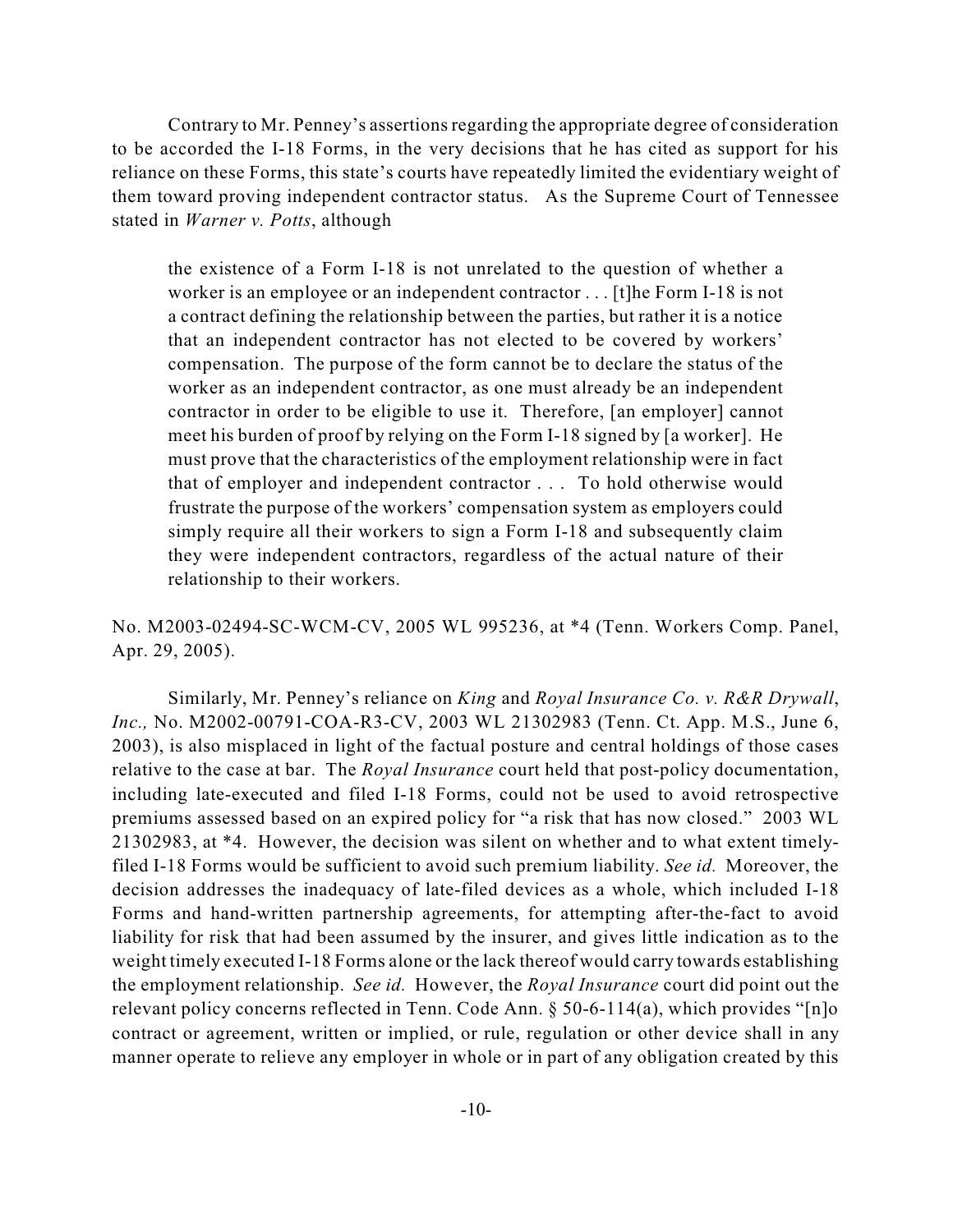Contrary to Mr. Penney's assertions regarding the appropriate degree of consideration to be accorded the I-18 Forms, in the very decisions that he has cited as support for his reliance on these Forms, this state's courts have repeatedly limited the evidentiary weight of them toward proving independent contractor status. As the Supreme Court of Tennessee stated in *Warner v. Potts*, although

> the existence of a Form I-18 is not unrelated to the question of whether a worker is an employee or an independent contractor . . . [t]he Form I-18 is not a contract defining the relationship between the parties, but rather it is a notice that an independent contractor has not elected to be covered by workers' compensation. The purpose of the form cannot be to declare the status of the worker as an independent contractor, as one must already be an independent contractor in order to be eligible to use it. Therefore, [an employer] cannot meet his burden of proof by relying on the Form I-18 signed by [a worker]. He must prove that the characteristics of the employment relationship were in fact that of employer and independent contractor . . . To hold otherwise would frustrate the purpose of the workers' compensation system as employers could simply require all their workers to sign a Form I-18 and subsequently claim they were independent contractors, regardless of the actual nature of their relationship to their workers.

No. M2003-02494-SC-WCM-CV, 2005 WL 995236, at *4 (Tenn. Workers Comp. Panel, Apr. 29, 2005).

Similarly, Mr. Penney's reliance on *King* and *Royal Insurance Co. v. R&R Drywall, Inc.,* No. M2002-00791-COA-R3-CV, 2003 WL 21302983 (Tenn. Ct. App. M.S., June 6, 2003), is also misplaced in light of the factual posture and central holdings of those cases relative to the case at bar. The *Royal Insurance* court held that post-policy documentation, including late-executed and filed I-18 Forms, could not be used to avoid retrospective premiums assessed based on an expired policy for "a risk that has now closed." 2003 WL 21302983, at *4. However, the decision was silent on whether and to what extent timely-filed I-18 Forms would be sufficient to avoid such premium liability. *See id.* Moreover, the decision addresses the inadequacy of late-filed devices as a whole, which included I-18 Forms and hand-written partnership agreements, for attempting after-the-fact to avoid liability for risk that had been assumed by the insurer, and gives little indication as to the weight timely executed I-18 Forms alone or the lack thereof would carry towards establishing the employment relationship. *See id.* However, the *Royal Insurance* court did point out the relevant policy concerns reflected in Tenn. Code Ann. § 50-6-114(a), which provides "[n]o contract or agreement, written or implied, or rule, regulation or other device shall in any manner operate to relieve any employer in whole or in part of any obligation created by this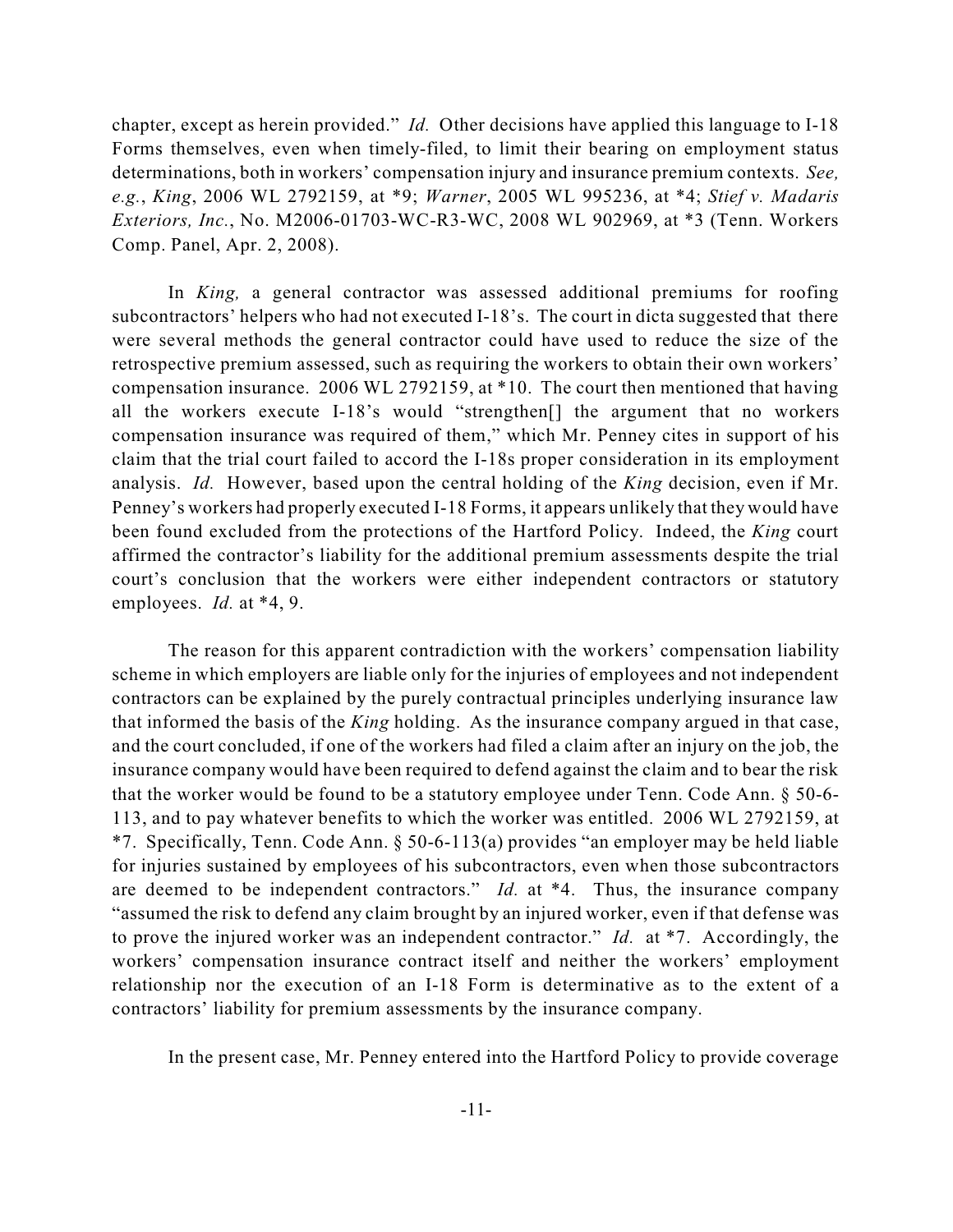chapter, except as herein provided." *Id.* Other decisions have applied this language to I-18 Forms themselves, even when timely-filed, to limit their bearing on employment status determinations, both in workers' compensation injury and insurance premium contexts. *See, e.g.*, *King*, 2006 WL 2792159, at *9; *Warner*, 2005 WL 995236, at *4; *Stief v. Madaris Exteriors, Inc.*, No. M2006-01703-WC-R3-WC, 2008 WL 902969, at *3 (Tenn. Workers Comp. Panel, Apr. 2, 2008).

In *King,* a general contractor was assessed additional premiums for roofing subcontractors' helpers who had not executed I-18's. The court in dicta suggested that there were several methods the general contractor could have used to reduce the size of the retrospective premium assessed, such as requiring the workers to obtain their own workers' compensation insurance. 2006 WL 2792159, at *10. The court then mentioned that having all the workers execute I-18's would "strengthen[] the argument that no workers compensation insurance was required of them," which Mr. Penney cites in support of his claim that the trial court failed to accord the I-18s proper consideration in its employment analysis. *Id.* However, based upon the central holding of the *King* decision, even if Mr. Penney's workers had properly executed I-18 Forms, it appears unlikely that they would have been found excluded from the protections of the Hartford Policy. Indeed, the *King* court affirmed the contractor's liability for the additional premium assessments despite the trial court's conclusion that the workers were either independent contractors or statutory employees. *Id.* at *4, 9.

The reason for this apparent contradiction with the workers' compensation liability scheme in which employers are liable only for the injuries of employees and not independent contractors can be explained by the purely contractual principles underlying insurance law that informed the basis of the *King* holding. As the insurance company argued in that case, and the court concluded, if one of the workers had filed a claim after an injury on the job, the insurance company would have been required to defend against the claim and to bear the risk that the worker would be found to be a statutory employee under Tenn. Code Ann. § 50-6-113, and to pay whatever benefits to which the worker was entitled. 2006 WL 2792159, at *7. Specifically, Tenn. Code Ann. § 50-6-113(a) provides "an employer may be held liable for injuries sustained by employees of his subcontractors, even when those subcontractors are deemed to be independent contractors." *Id.* at *4. Thus, the insurance company "assumed the risk to defend any claim brought by an injured worker, even if that defense was to prove the injured worker was an independent contractor." *Id.* at *7. Accordingly, the workers' compensation insurance contract itself and neither the workers' employment relationship nor the execution of an I-18 Form is determinative as to the extent of a contractors' liability for premium assessments by the insurance company.

In the present case, Mr. Penney entered into the Hartford Policy to provide coverage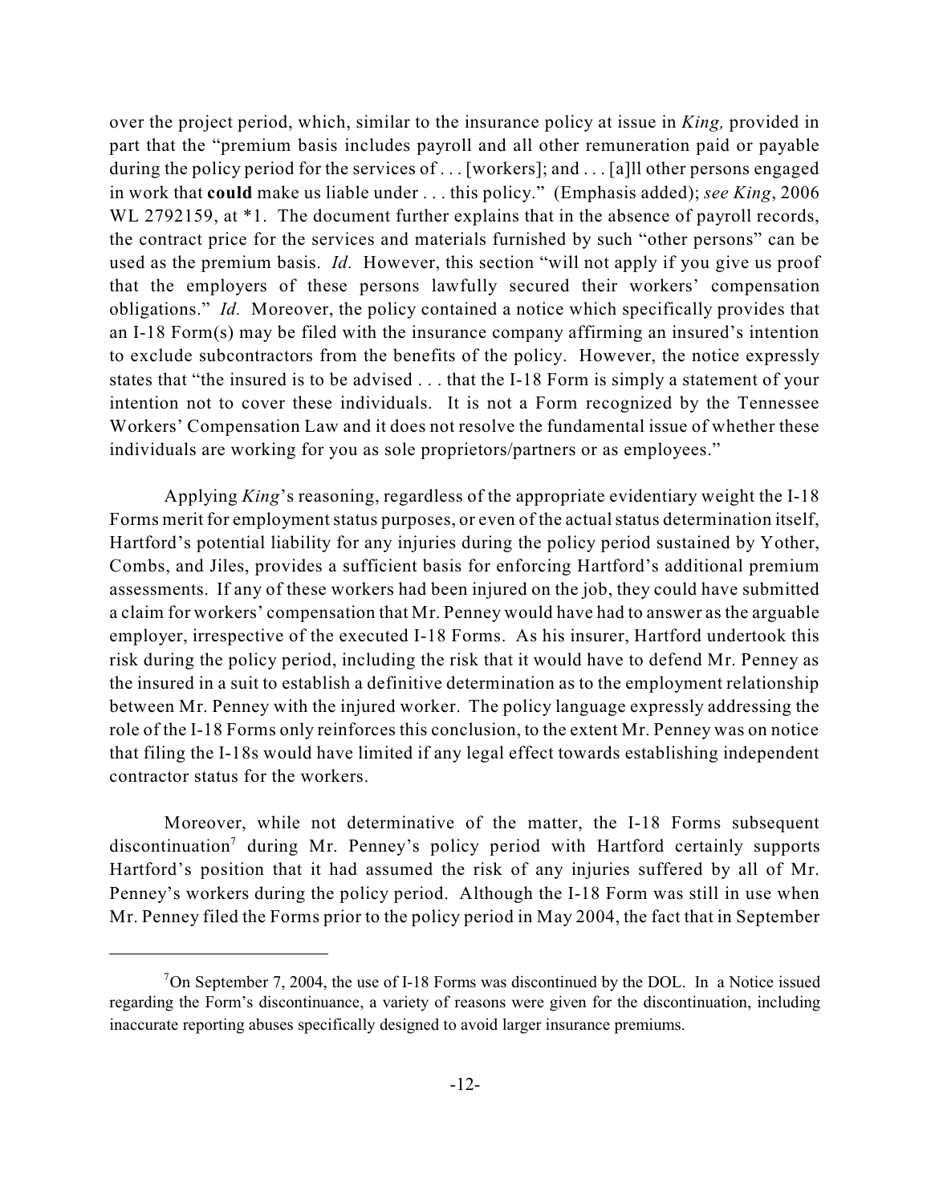over the project period, which, similar to the insurance policy at issue in *King,* provided in part that the "premium basis includes payroll and all other remuneration paid or payable during the policy period for the services of . . . [workers]; and . . . [a]ll other persons engaged in work that **could** make us liable under . . . this policy." (Emphasis added); *see King*, 2006 WL 2792159, at *1. The document further explains that in the absence of payroll records, the contract price for the services and materials furnished by such "other persons" can be used as the premium basis. *Id.* However, this section "will not apply if you give us proof that the employers of these persons lawfully secured their workers' compensation obligations." *Id.* Moreover, the policy contained a notice which specifically provides that an I-18 Form(s) may be filed with the insurance company affirming an insured's intention to exclude subcontractors from the benefits of the policy. However, the notice expressly states that "the insured is to be advised . . . that the I-18 Form is simply a statement of your intention not to cover these individuals. It is not a Form recognized by the Tennessee Workers' Compensation Law and it does not resolve the fundamental issue of whether these individuals are working for you as sole proprietors/partners or as employees."

Applying *King*'s reasoning, regardless of the appropriate evidentiary weight the I-18 Forms merit for employment status purposes, or even of the actual status determination itself, Hartford's potential liability for any injuries during the policy period sustained by Yother, Combs, and Jiles, provides a sufficient basis for enforcing Hartford's additional premium assessments. If any of these workers had been injured on the job, they could have submitted a claim for workers' compensation that Mr. Penney would have had to answer as the arguable employer, irrespective of the executed I-18 Forms. As his insurer, Hartford undertook this risk during the policy period, including the risk that it would have to defend Mr. Penney as the insured in a suit to establish a definitive determination as to the employment relationship between Mr. Penney with the injured worker. The policy language expressly addressing the role of the I-18 Forms only reinforces this conclusion, to the extent Mr. Penney was on notice that filing the I-18s would have limited if any legal effect towards establishing independent contractor status for the workers.

Moreover, while not determinative of the matter, the I-18 Forms subsequent discontinuation[7] during Mr. Penney's policy period with Hartford certainly supports Hartford's position that it had assumed the risk of any injuries suffered by all of Mr. Penney's workers during the policy period. Although the I-18 Form was still in use when Mr. Penney filed the Forms prior to the policy period in May 2004, the fact that in September

---

[7] On September 7, 2004, the use of I-18 Forms was discontinued by the DOL. In a Notice issued regarding the Form's discontinuance, a variety of reasons were given for the discontinuation, including inaccurate reporting abuses specifically designed to avoid larger insurance premiums.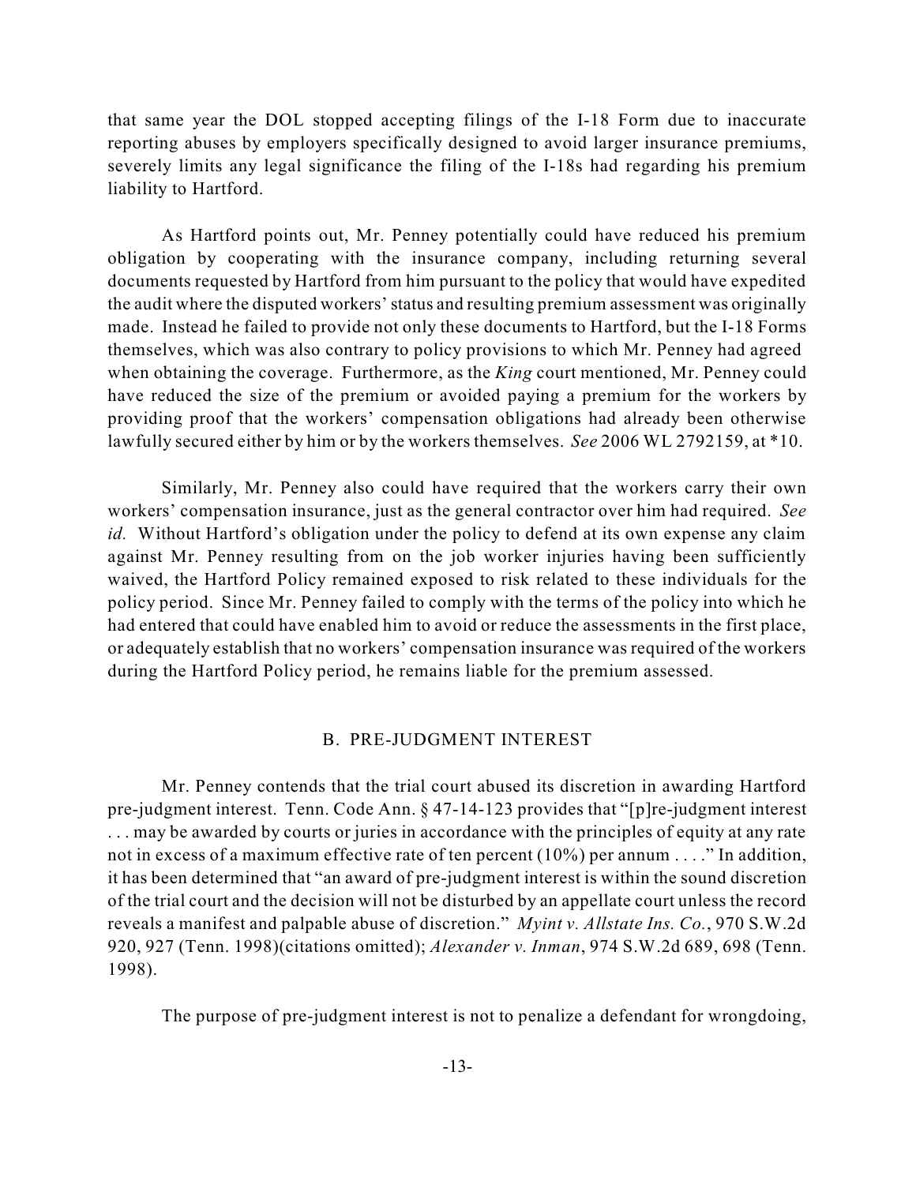that same year the DOL stopped accepting filings of the I-18 Form due to inaccurate reporting abuses by employers specifically designed to avoid larger insurance premiums, severely limits any legal significance the filing of the I-18s had regarding his premium liability to Hartford.

As Hartford points out, Mr. Penney potentially could have reduced his premium obligation by cooperating with the insurance company, including returning several documents requested by Hartford from him pursuant to the policy that would have expedited the audit where the disputed workers' status and resulting premium assessment was originally made. Instead he failed to provide not only these documents to Hartford, but the I-18 Forms themselves, which was also contrary to policy provisions to which Mr. Penney had agreed when obtaining the coverage. Furthermore, as the *King* court mentioned, Mr. Penney could have reduced the size of the premium or avoided paying a premium for the workers by providing proof that the workers' compensation obligations had already been otherwise lawfully secured either by him or by the workers themselves. *See* 2006 WL 2792159, at *10.

Similarly, Mr. Penney also could have required that the workers carry their own workers' compensation insurance, just as the general contractor over him had required. *See id.* Without Hartford's obligation under the policy to defend at its own expense any claim against Mr. Penney resulting from on the job worker injuries having been sufficiently waived, the Hartford Policy remained exposed to risk related to these individuals for the policy period. Since Mr. Penney failed to comply with the terms of the policy into which he had entered that could have enabled him to avoid or reduce the assessments in the first place, or adequately establish that no workers' compensation insurance was required of the workers during the Hartford Policy period, he remains liable for the premium assessed.

## B. PRE-JUDGMENT INTEREST

Mr. Penney contends that the trial court abused its discretion in awarding Hartford pre-judgment interest. Tenn. Code Ann. § 47-14-123 provides that "[p]re-judgment interest . . . may be awarded by courts or juries in accordance with the principles of equity at any rate not in excess of a maximum effective rate of ten percent (10%) per annum . . . ." In addition, it has been determined that "an award of pre-judgment interest is within the sound discretion of the trial court and the decision will not be disturbed by an appellate court unless the record reveals a manifest and palpable abuse of discretion." *Myint v. Allstate Ins. Co.*, 970 S.W.2d 920, 927 (Tenn. 1998)(citations omitted); *Alexander v. Inman*, 974 S.W.2d 689, 698 (Tenn. 1998).

The purpose of pre-judgment interest is not to penalize a defendant for wrongdoing,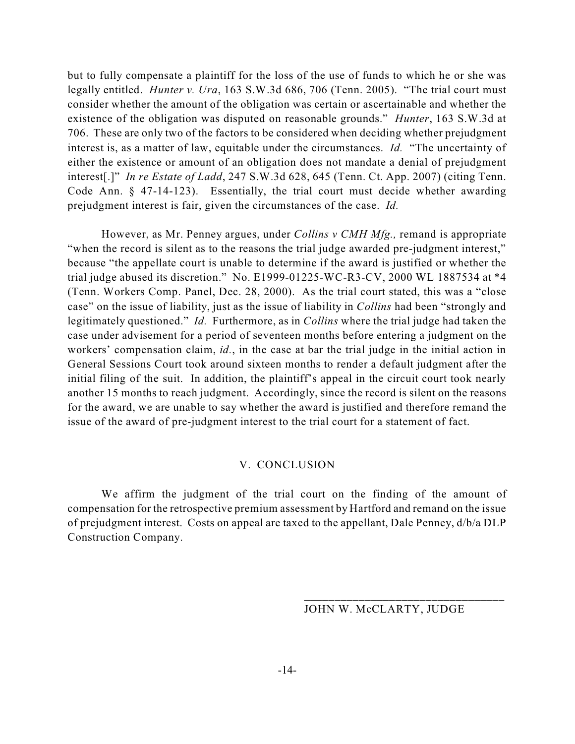but to fully compensate a plaintiff for the loss of the use of funds to which he or she was legally entitled. *Hunter v. Ura*, 163 S.W.3d 686, 706 (Tenn. 2005). "The trial court must consider whether the amount of the obligation was certain or ascertainable and whether the existence of the obligation was disputed on reasonable grounds." *Hunter*, 163 S.W.3d at 706. These are only two of the factors to be considered when deciding whether prejudgment interest is, as a matter of law, equitable under the circumstances. *Id.* "The uncertainty of either the existence or amount of an obligation does not mandate a denial of prejudgment interest[.]" *In re Estate of Ladd*, 247 S.W.3d 628, 645 (Tenn. Ct. App. 2007) (citing Tenn. Code Ann. § 47-14-123). Essentially, the trial court must decide whether awarding prejudgment interest is fair, given the circumstances of the case. *Id.*

However, as Mr. Penney argues, under *Collins v CMH Mfg.,* remand is appropriate "when the record is silent as to the reasons the trial judge awarded pre-judgment interest," because "the appellate court is unable to determine if the award is justified or whether the trial judge abused its discretion." No. E1999-01225-WC-R3-CV, 2000 WL 1887534 at *4 (Tenn. Workers Comp. Panel, Dec. 28, 2000). As the trial court stated, this was a "close case" on the issue of liability, just as the issue of liability in *Collins* had been "strongly and legitimately questioned." *Id.* Furthermore, as in *Collins* where the trial judge had taken the case under advisement for a period of seventeen months before entering a judgment on the workers' compensation claim, *id.*, in the case at bar the trial judge in the initial action in General Sessions Court took around sixteen months to render a default judgment after the initial filing of the suit. In addition, the plaintiff's appeal in the circuit court took nearly another 15 months to reach judgment. Accordingly, since the record is silent on the reasons for the award, we are unable to say whether the award is justified and therefore remand the issue of the award of pre-judgment interest to the trial court for a statement of fact.

## V. CONCLUSION

We affirm the judgment of the trial court on the finding of the amount of compensation for the retrospective premium assessment by Hartford and remand on the issue of prejudgment interest. Costs on appeal are taxed to the appellant, Dale Penney, d/b/a DLP Construction Company.

JOHN W. McCLARTY, JUDGE